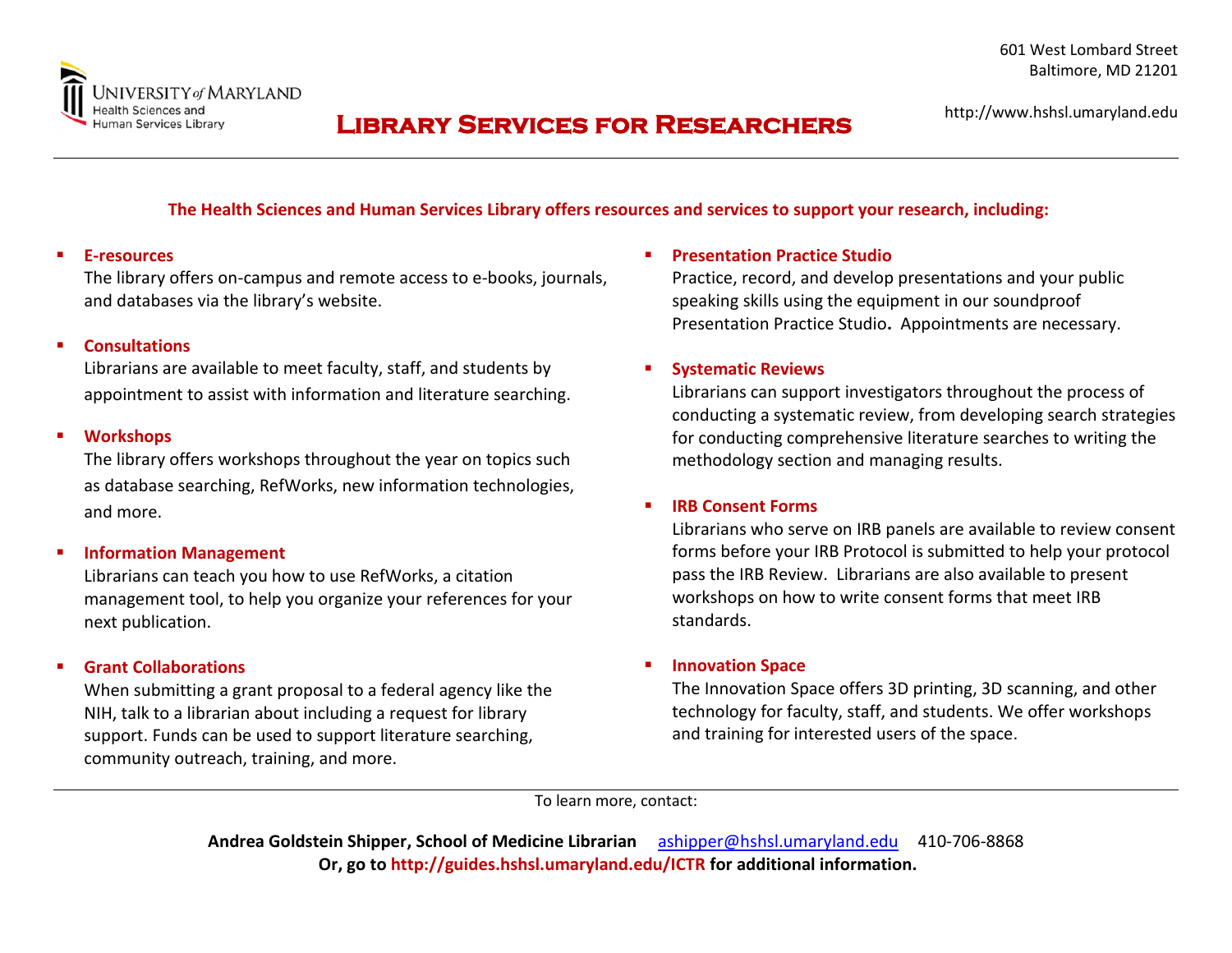University of Maryland Health Sciences and Human Services Library

601 West Lombard Street
Baltimore, MD 21201

http://www.hshsl.umaryland.edu

# Library Services for Researchers

**The Health Sciences and Human Services Library offers resources and services to support your research, including:**

- **E-resources**
  The library offers on-campus and remote access to e-books, journals, and databases via the library's website.

- **Consultations**
  Librarians are available to meet faculty, staff, and students by appointment to assist with information and literature searching.

- **Workshops**
  The library offers workshops throughout the year on topics such as database searching, RefWorks, new information technologies, and more.

- **Information Management**
  Librarians can teach you how to use RefWorks, a citation management tool, to help you organize your references for your next publication.

- **Grant Collaborations**
  When submitting a grant proposal to a federal agency like the NIH, talk to a librarian about including a request for library support. Funds can be used to support literature searching, community outreach, training, and more.

- **Presentation Practice Studio**
  Practice, record, and develop presentations and your public speaking skills using the equipment in our soundproof Presentation Practice Studio. Appointments are necessary.

- **Systematic Reviews**
  Librarians can support investigators throughout the process of conducting a systematic review, from developing search strategies for conducting comprehensive literature searches to writing the methodology section and managing results.

- **IRB Consent Forms**
  Librarians who serve on IRB panels are available to review consent forms before your IRB Protocol is submitted to help your protocol pass the IRB Review. Librarians are also available to present workshops on how to write consent forms that meet IRB standards.

- **Innovation Space**
  The Innovation Space offers 3D printing, 3D scanning, and other technology for faculty, staff, and students. We offer workshops and training for interested users of the space.

---

To learn more, contact:

**Andrea Goldstein Shipper, School of Medicine Librarian** ashipper@hshsl.umaryland.edu 410-706-8868
**Or, go to http://guides.hshsl.umaryland.edu/ICTR for additional information.**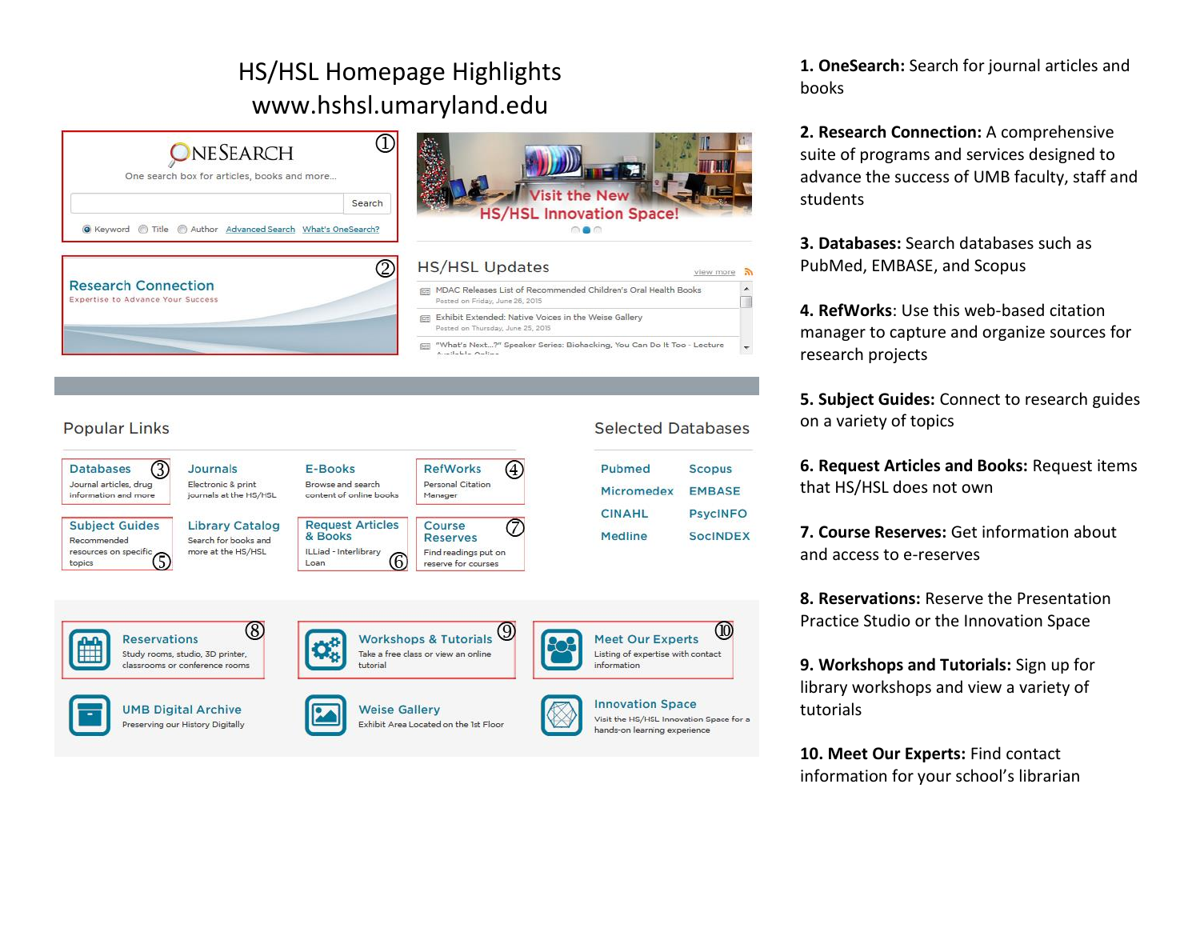# HS/HSL Homepage Highlights

www.hshsl.umaryland.edu

ONESEARCH ①

One search box for articles, books and more...

Search

Keyword Title Author Advanced Search What's OneSearch?

Visit the New HS/HSL Innovation Space!

Research Connection ②

Expertise to Advance Your Success

## HS/HSL Updates

view more

MDAC Releases List of Recommended Children's Oral Health Books
Posted on Friday, June 26, 2015

Exhibit Extended: Native Voices in the Weise Gallery
Posted on Thursday, June 25, 2015

"What's Next...?" Speaker Series: Biohacking, You Can Do It Too - Lecture

## Popular Links

- **Databases** ③ — Journal articles, drug information and more
- **Journals** — Electronic & print journals at the HS/HSL
- **E-Books** — Browse and search content of online books
- **RefWorks** ④ — Personal Citation Manager
- **Subject Guides** ⑤ — Recommended resources on specific topics
- **Library Catalog** — Search for books and more at the HS/HSL
- **Request Articles & Books** ⑥ — ILLiad - Interlibrary Loan
- **Course Reserves** ⑦ — Find readings put on reserve for courses

## Selected Databases

| | |
|---|---|
| Pubmed | Scopus |
| Micromedex | EMBASE |
| CINAHL | PsycINFO |
| Medline | SocINDEX |

- **Reservations** ⑧ — Study rooms, studio, 3D printer, classrooms or conference rooms
- **Workshops & Tutorials** ⑨ — Take a free class or view an online tutorial
- **Meet Our Experts** ⑩ — Listing of expertise with contact information
- **UMB Digital Archive** — Preserving our History Digitally
- **Weise Gallery** — Exhibit Area Located on the 1st Floor
- **Innovation Space** — Visit the HS/HSL Innovation Space for a hands-on learning experience

**1. OneSearch:** Search for journal articles and books

**2. Research Connection:** A comprehensive suite of programs and services designed to advance the success of UMB faculty, staff and students

**3. Databases:** Search databases such as PubMed, EMBASE, and Scopus

**4. RefWorks**: Use this web-based citation manager to capture and organize sources for research projects

**5. Subject Guides:** Connect to research guides on a variety of topics

**6. Request Articles and Books:** Request items that HS/HSL does not own

**7. Course Reserves:** Get information about and access to e-reserves

**8. Reservations:** Reserve the Presentation Practice Studio or the Innovation Space

**9. Workshops and Tutorials:** Sign up for library workshops and view a variety of tutorials

**10. Meet Our Experts:** Find contact information for your school's librarian